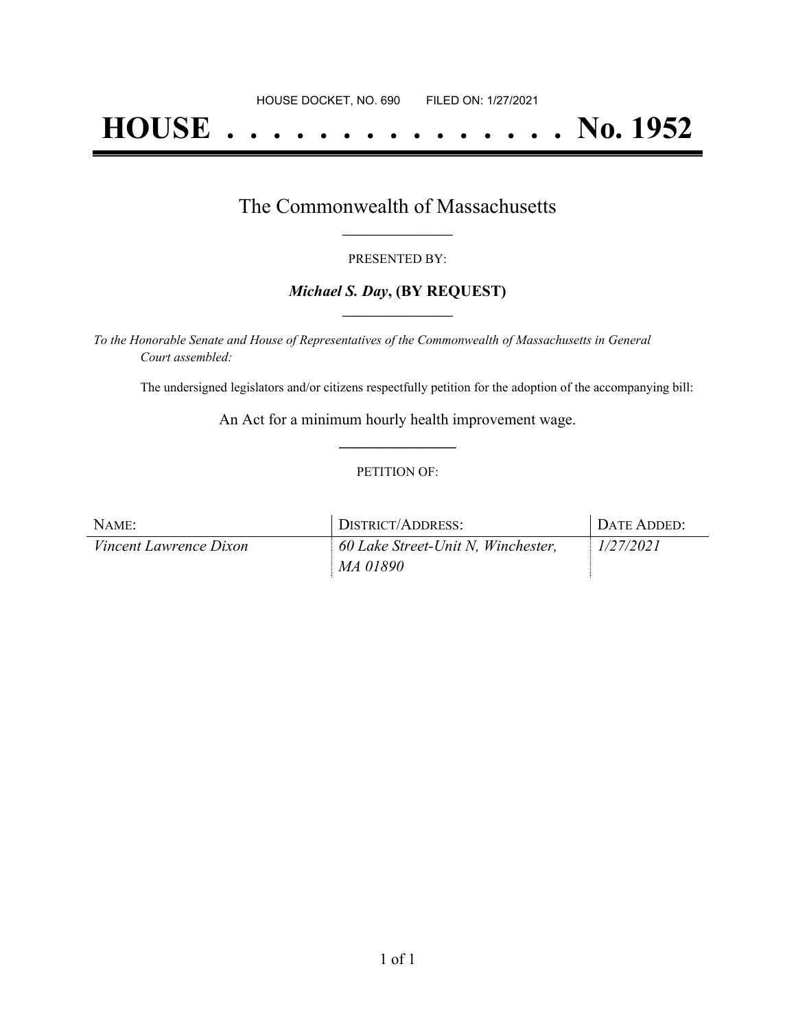HOUSE DOCKET, NO. 690        FILED ON: 1/27/2021

# HOUSE . . . . . . . . . . . . . . . No. 1952

## The Commonwealth of Massachusetts

PRESENTED BY:

***Michael S. Day*, (BY REQUEST)**

*To the Honorable Senate and House of Representatives of the Commonwealth of Massachusetts in General Court assembled:*

The undersigned legislators and/or citizens respectfully petition for the adoption of the accompanying bill:

An Act for a minimum hourly health improvement wage.

PETITION OF:

| NAME: | DISTRICT/ADDRESS: | DATE ADDED: |
| --- | --- | --- |
| *Vincent Lawrence Dixon* | *60 Lake Street-Unit N, Winchester, MA 01890* | *1/27/2021* |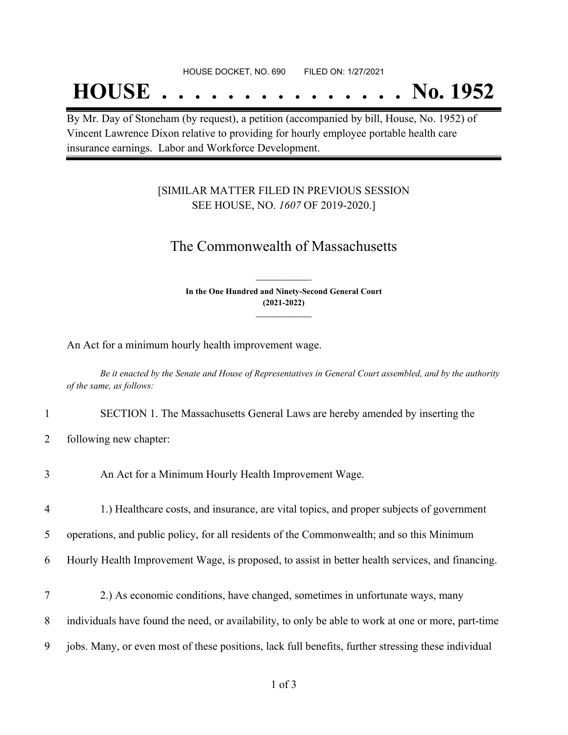HOUSE DOCKET, NO. 690 FILED ON: 1/27/2021

# HOUSE . . . . . . . . . . . . . . . No. 1952

By Mr. Day of Stoneham (by request), a petition (accompanied by bill, House, No. 1952) of Vincent Lawrence Dixon relative to providing for hourly employee portable health care insurance earnings. Labor and Workforce Development.

[SIMILAR MATTER FILED IN PREVIOUS SESSION SEE HOUSE, NO. *1607* OF 2019-2020.]

## The Commonwealth of Massachusetts

**In the One Hundred and Ninety-Second General Court (2021-2022)**

An Act for a minimum hourly health improvement wage.

*Be it enacted by the Senate and House of Representatives in General Court assembled, and by the authority of the same, as follows:*

1 SECTION 1. The Massachusetts General Laws are hereby amended by inserting the

2 following new chapter:

3 An Act for a Minimum Hourly Health Improvement Wage.

4 1.) Healthcare costs, and insurance, are vital topics, and proper subjects of government

5 operations, and public policy, for all residents of the Commonwealth; and so this Minimum

6 Hourly Health Improvement Wage, is proposed, to assist in better health services, and financing.

7 2.) As economic conditions, have changed, sometimes in unfortunate ways, many

8 individuals have found the need, or availability, to only be able to work at one or more, part-time

9 jobs. Many, or even most of these positions, lack full benefits, further stressing these individual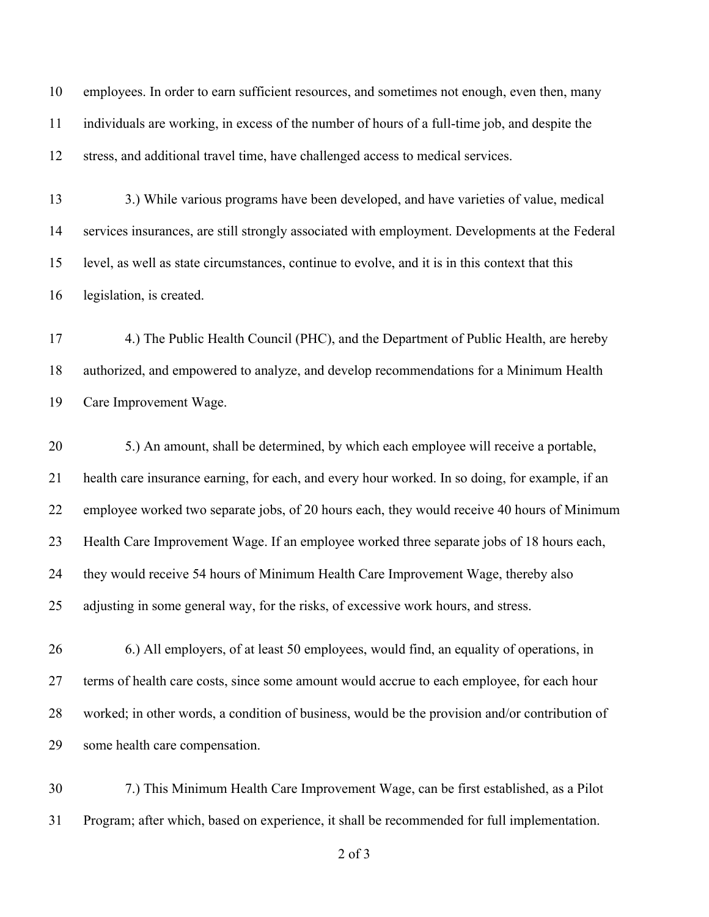employees. In order to earn sufficient resources, and sometimes not enough, even then, many individuals are working, in excess of the number of hours of a full-time job, and despite the stress, and additional travel time, have challenged access to medical services.

3.) While various programs have been developed, and have varieties of value, medical services insurances, are still strongly associated with employment. Developments at the Federal level, as well as state circumstances, continue to evolve, and it is in this context that this legislation, is created.

4.) The Public Health Council (PHC), and the Department of Public Health, are hereby authorized, and empowered to analyze, and develop recommendations for a Minimum Health Care Improvement Wage.

5.) An amount, shall be determined, by which each employee will receive a portable, health care insurance earning, for each, and every hour worked. In so doing, for example, if an employee worked two separate jobs, of 20 hours each, they would receive 40 hours of Minimum Health Care Improvement Wage. If an employee worked three separate jobs of 18 hours each, they would receive 54 hours of Minimum Health Care Improvement Wage, thereby also adjusting in some general way, for the risks, of excessive work hours, and stress.

6.) All employers, of at least 50 employees, would find, an equality of operations, in terms of health care costs, since some amount would accrue to each employee, for each hour worked; in other words, a condition of business, would be the provision and/or contribution of some health care compensation.

7.) This Minimum Health Care Improvement Wage, can be first established, as a Pilot Program; after which, based on experience, it shall be recommended for full implementation.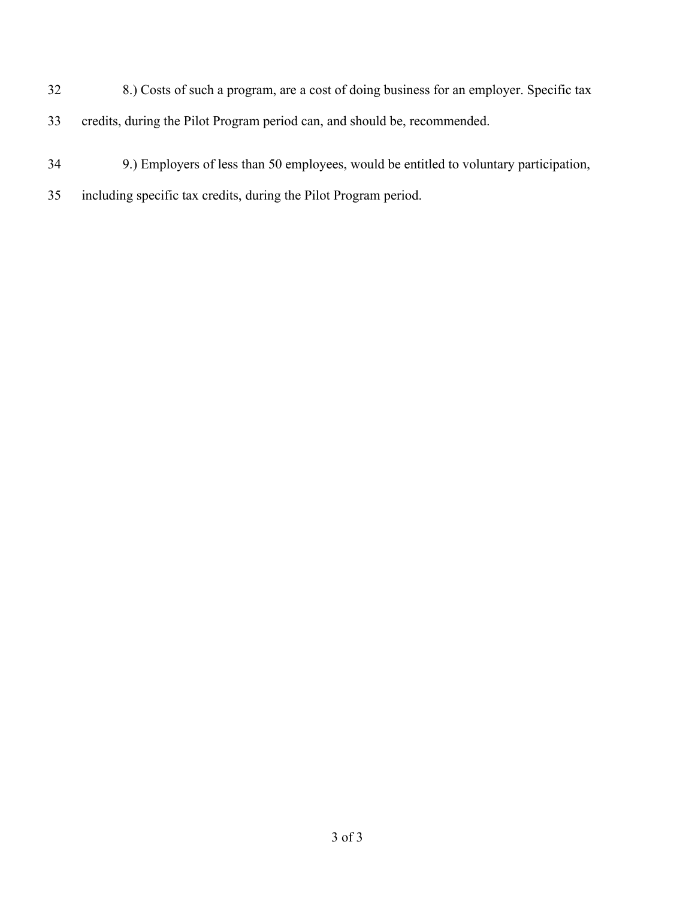8.) Costs of such a program, are a cost of doing business for an employer. Specific tax credits, during the Pilot Program period can, and should be, recommended.

9.) Employers of less than 50 employees, would be entitled to voluntary participation, including specific tax credits, during the Pilot Program period.